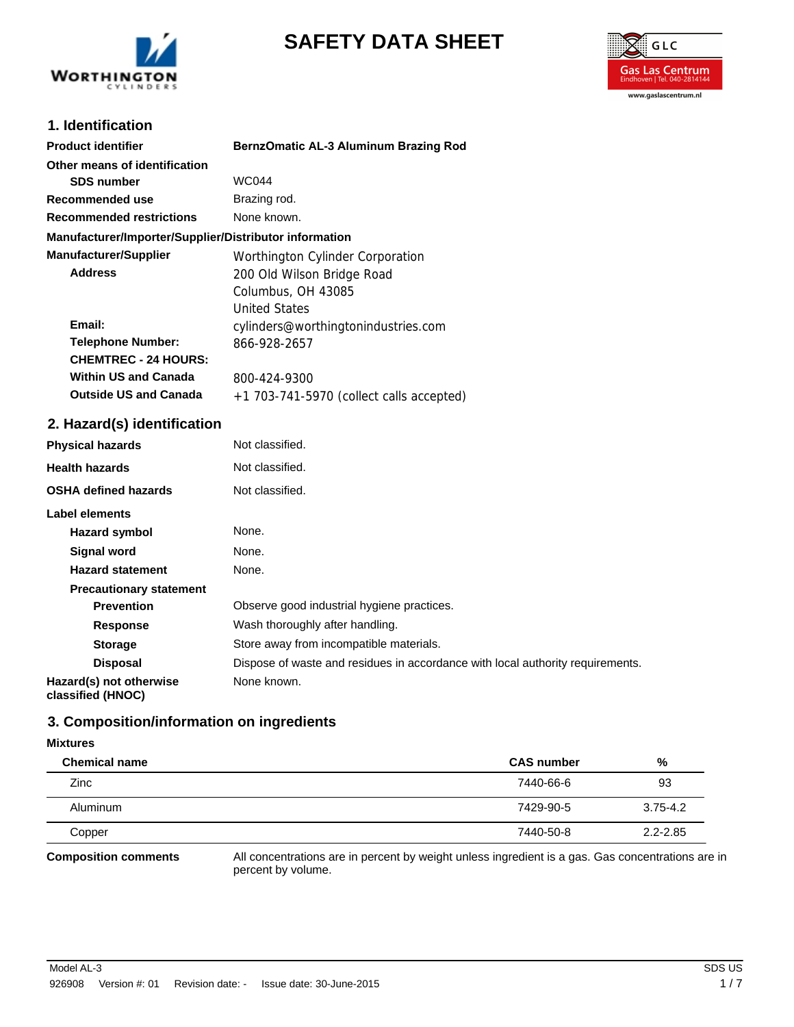# SAFETY DATA SHEET

## 1. Identification

| | |
|---|---|
| **Product identifier** | **BernzOmatic AL-3 Aluminum Brazing Rod** |
| **Other means of identification** | |
| **SDS number** | WC044 |
| **Recommended use** | Brazing rod. |
| **Recommended restrictions** | None known. |

**Manufacturer/Importer/Supplier/Distributor information**

| | |
|---|---|
| **Manufacturer/Supplier** | Worthington Cylinder Corporation |
| **Address** | 200 Old Wilson Bridge Road<br>Columbus, OH 43085<br>United States |
| **Email:** | cylinders@worthingtonindustries.com |
| **Telephone Number:** | 866-928-2657 |
| **CHEMTREC - 24 HOURS:** | |
| **Within US and Canada** | 800-424-9300 |
| **Outside US and Canada** | +1 703-741-5970 (collect calls accepted) |

## 2. Hazard(s) identification

| | |
|---|---|
| **Physical hazards** | Not classified. |
| **Health hazards** | Not classified. |
| **OSHA defined hazards** | Not classified. |

**Label elements**

| | |
|---|---|
| **Hazard symbol** | None. |
| **Signal word** | None. |
| **Hazard statement** | None. |
| **Precautionary statement** | |
| **Prevention** | Observe good industrial hygiene practices. |
| **Response** | Wash thoroughly after handling. |
| **Storage** | Store away from incompatible materials. |
| **Disposal** | Dispose of waste and residues in accordance with local authority requirements. |
| **Hazard(s) not otherwise classified (HNOC)** | None known. |

## 3. Composition/information on ingredients

**Mixtures**

| Chemical name | CAS number | % |
|---|---|---|
| Zinc | 7440-66-6 | 93 |
| Aluminum | 7429-90-5 | 3.75-4.2 |
| Copper | 7440-50-8 | 2.2-2.85 |

**Composition comments** All concentrations are in percent by weight unless ingredient is a gas. Gas concentrations are in percent by volume.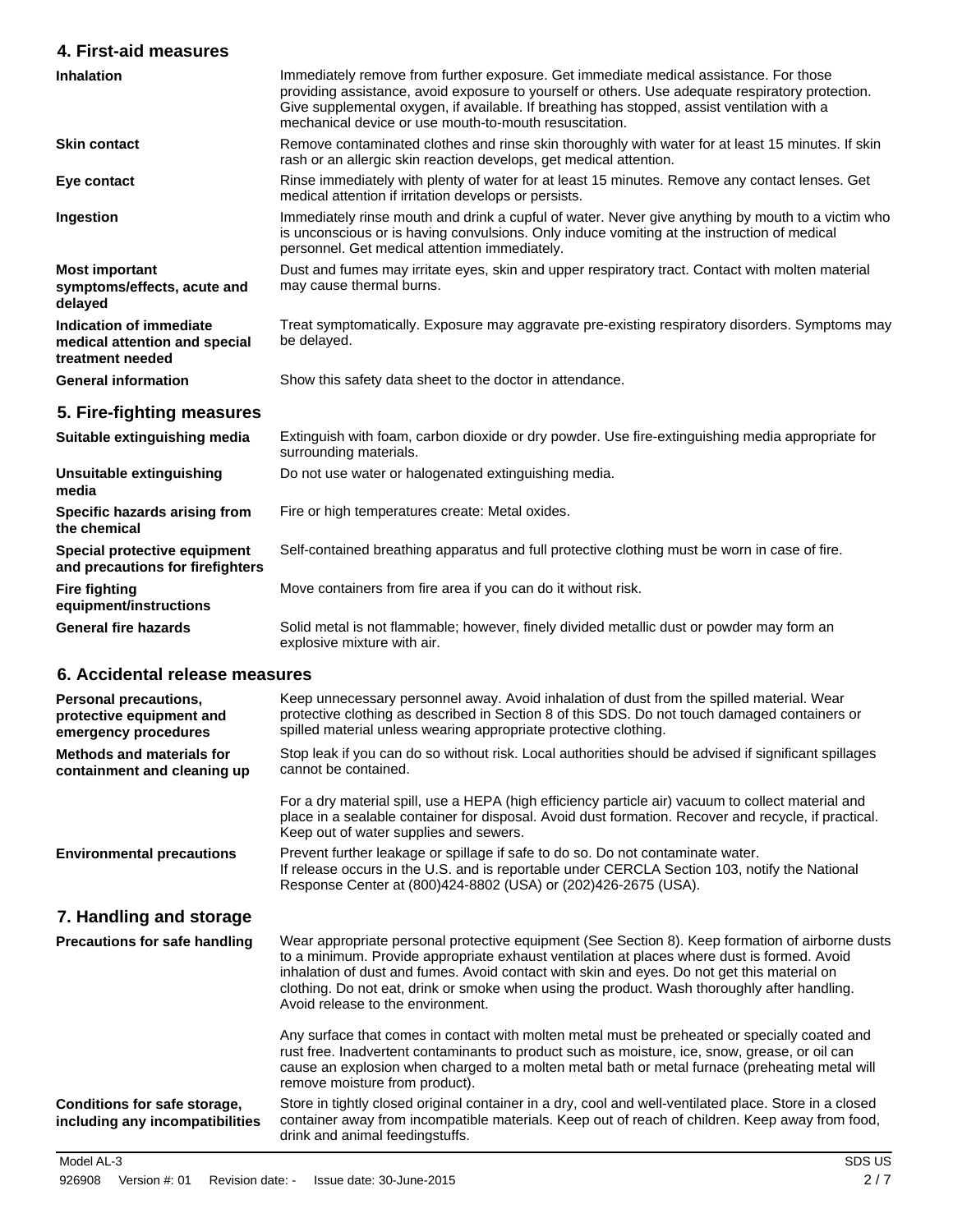## 4. First-aid measures

| | |
|---|---|
| **Inhalation** | Immediately remove from further exposure. Get immediate medical assistance. For those providing assistance, avoid exposure to yourself or others. Use adequate respiratory protection. Give supplemental oxygen, if available. If breathing has stopped, assist ventilation with a mechanical device or use mouth-to-mouth resuscitation. |
| **Skin contact** | Remove contaminated clothes and rinse skin thoroughly with water for at least 15 minutes. If skin rash or an allergic skin reaction develops, get medical attention. |
| **Eye contact** | Rinse immediately with plenty of water for at least 15 minutes. Remove any contact lenses. Get medical attention if irritation develops or persists. |
| **Ingestion** | Immediately rinse mouth and drink a cupful of water. Never give anything by mouth to a victim who is unconscious or is having convulsions. Only induce vomiting at the instruction of medical personnel. Get medical attention immediately. |
| **Most important symptoms/effects, acute and delayed** | Dust and fumes may irritate eyes, skin and upper respiratory tract. Contact with molten material may cause thermal burns. |
| **Indication of immediate medical attention and special treatment needed** | Treat symptomatically. Exposure may aggravate pre-existing respiratory disorders. Symptoms may be delayed. |
| **General information** | Show this safety data sheet to the doctor in attendance. |

## 5. Fire-fighting measures

| | |
|---|---|
| **Suitable extinguishing media** | Extinguish with foam, carbon dioxide or dry powder. Use fire-extinguishing media appropriate for surrounding materials. |
| **Unsuitable extinguishing media** | Do not use water or halogenated extinguishing media. |
| **Specific hazards arising from the chemical** | Fire or high temperatures create: Metal oxides. |
| **Special protective equipment and precautions for firefighters** | Self-contained breathing apparatus and full protective clothing must be worn in case of fire. |
| **Fire fighting equipment/instructions** | Move containers from fire area if you can do it without risk. |
| **General fire hazards** | Solid metal is not flammable; however, finely divided metallic dust or powder may form an explosive mixture with air. |

## 6. Accidental release measures

| | |
|---|---|
| **Personal precautions, protective equipment and emergency procedures** | Keep unnecessary personnel away. Avoid inhalation of dust from the spilled material. Wear protective clothing as described in Section 8 of this SDS. Do not touch damaged containers or spilled material unless wearing appropriate protective clothing. |
| **Methods and materials for containment and cleaning up** | Stop leak if you can do so without risk. Local authorities should be advised if significant spillages cannot be contained.<br><br>For a dry material spill, use a HEPA (high efficiency particle air) vacuum to collect material and place in a sealable container for disposal. Avoid dust formation. Recover and recycle, if practical. Keep out of water supplies and sewers. |
| **Environmental precautions** | Prevent further leakage or spillage if safe to do so. Do not contaminate water.<br>If release occurs in the U.S. and is reportable under CERCLA Section 103, notify the National Response Center at (800)424-8802 (USA) or (202)426-2675 (USA). |

## 7. Handling and storage

| | |
|---|---|
| **Precautions for safe handling** | Wear appropriate personal protective equipment (See Section 8). Keep formation of airborne dusts to a minimum. Provide appropriate exhaust ventilation at places where dust is formed. Avoid inhalation of dust and fumes. Avoid contact with skin and eyes. Do not get this material on clothing. Do not eat, drink or smoke when using the product. Wash thoroughly after handling. Avoid release to the environment.<br><br>Any surface that comes in contact with molten metal must be preheated or specially coated and rust free. Inadvertent contaminants to product such as moisture, ice, snow, grease, or oil can cause an explosion when charged to a molten metal bath or metal furnace (preheating metal will remove moisture from product). |
| **Conditions for safe storage, including any incompatibilities** | Store in tightly closed original container in a dry, cool and well-ventilated place. Store in a closed container away from incompatible materials. Keep out of reach of children. Keep away from food, drink and animal feedingstuffs. |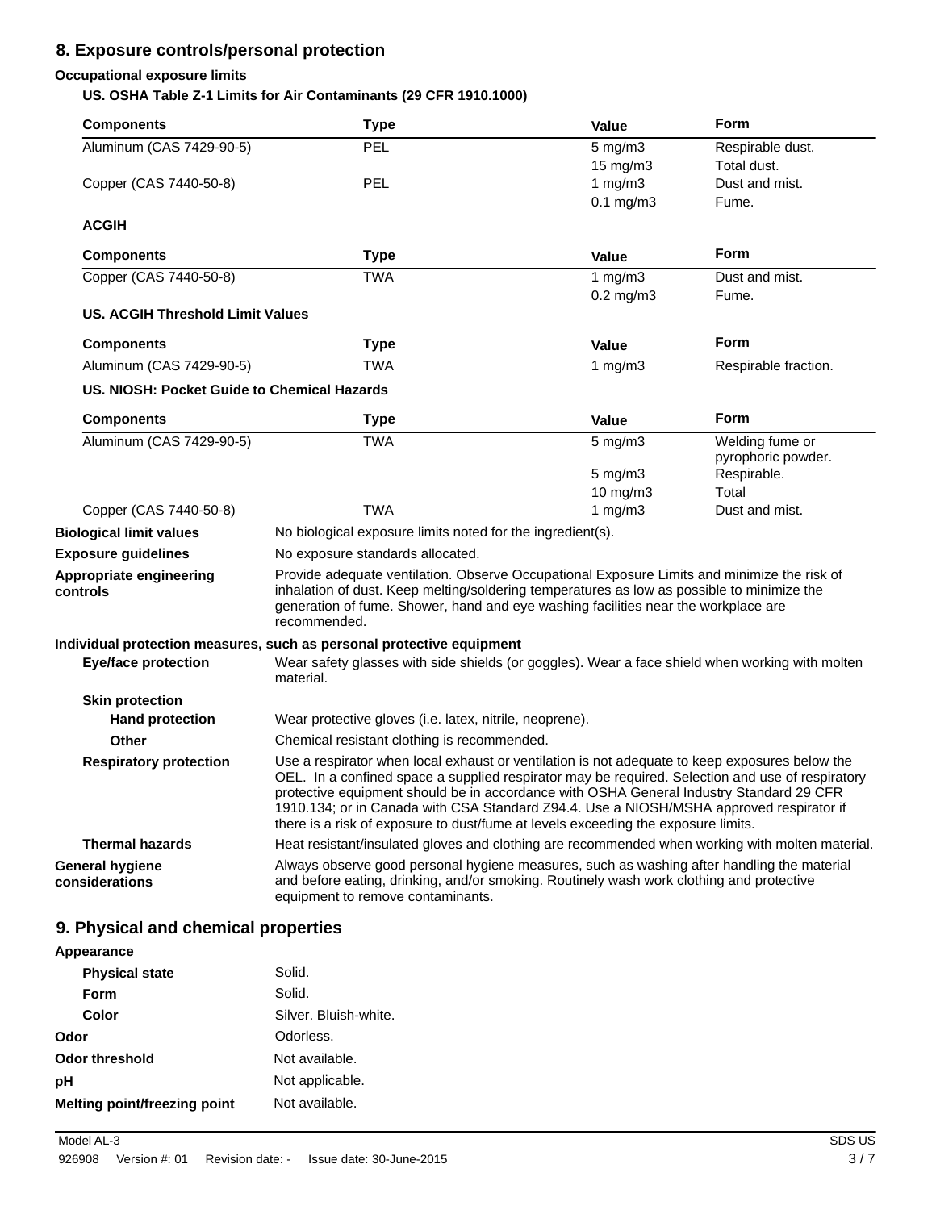## 8. Exposure controls/personal protection

### Occupational exposure limits

**US. OSHA Table Z-1 Limits for Air Contaminants (29 CFR 1910.1000)**

| Components | Type | Value | Form |
|---|---|---|---|
| Aluminum (CAS 7429-90-5) | PEL | 5 mg/m3 | Respirable dust. |
| | | 15 mg/m3 | Total dust. |
| Copper (CAS 7440-50-8) | PEL | 1 mg/m3 | Dust and mist. |
| | | 0.1 mg/m3 | Fume. |

**ACGIH**

| Components | Type | Value | Form |
|---|---|---|---|
| Copper (CAS 7440-50-8) | TWA | 1 mg/m3 | Dust and mist. |
| | | 0.2 mg/m3 | Fume. |

**US. ACGIH Threshold Limit Values**

| Components | Type | Value | Form |
|---|---|---|---|
| Aluminum (CAS 7429-90-5) | TWA | 1 mg/m3 | Respirable fraction. |

**US. NIOSH: Pocket Guide to Chemical Hazards**

| Components | Type | Value | Form |
|---|---|---|---|
| Aluminum (CAS 7429-90-5) | TWA | 5 mg/m3 | Welding fume or pyrophoric powder. |
| | | 5 mg/m3 | Respirable. |
| | | 10 mg/m3 | Total |
| Copper (CAS 7440-50-8) | TWA | 1 mg/m3 | Dust and mist. |

**Biological limit values** No biological exposure limits noted for the ingredient(s).

**Exposure guidelines** No exposure standards allocated.

**Appropriate engineering controls** Provide adequate ventilation. Observe Occupational Exposure Limits and minimize the risk of inhalation of dust. Keep melting/soldering temperatures as low as possible to minimize the generation of fume. Shower, hand and eye washing facilities near the workplace are recommended.

**Individual protection measures, such as personal protective equipment**

**Eye/face protection** Wear safety glasses with side shields (or goggles). Wear a face shield when working with molten material.

**Skin protection**

**Hand protection** Wear protective gloves (i.e. latex, nitrile, neoprene).

**Other** Chemical resistant clothing is recommended.

**Respiratory protection** Use a respirator when local exhaust or ventilation is not adequate to keep exposures below the OEL. In a confined space a supplied respirator may be required. Selection and use of respiratory protective equipment should be in accordance with OSHA General Industry Standard 29 CFR 1910.134; or in Canada with CSA Standard Z94.4. Use a NIOSH/MSHA approved respirator if there is a risk of exposure to dust/fume at levels exceeding the exposure limits.

**Thermal hazards** Heat resistant/insulated gloves and clothing are recommended when working with molten material.

**General hygiene considerations** Always observe good personal hygiene measures, such as washing after handling the material and before eating, drinking, and/or smoking. Routinely wash work clothing and protective equipment to remove contaminants.

## 9. Physical and chemical properties

**Appearance**

**Physical state** Solid.

**Form** Solid.

**Color** Silver. Bluish-white.

**Odor** Odorless.

**Odor threshold** Not available.

**pH** Not applicable.

**Melting point/freezing point** Not available.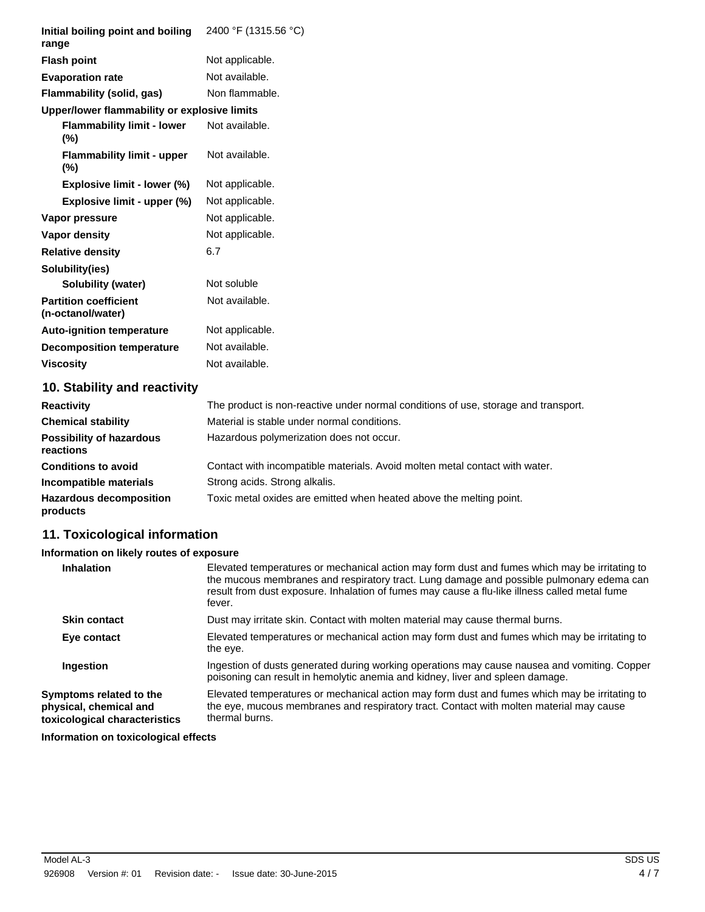| | |
|---|---|
| **Initial boiling point and boiling range** | 2400 °F (1315.56 °C) |
| **Flash point** | Not applicable. |
| **Evaporation rate** | Not available. |
| **Flammability (solid, gas)** | Non flammable. |
| **Upper/lower flammability or explosive limits** | |
| **Flammability limit - lower (%)** | Not available. |
| **Flammability limit - upper (%)** | Not available. |
| **Explosive limit - lower (%)** | Not applicable. |
| **Explosive limit - upper (%)** | Not applicable. |
| **Vapor pressure** | Not applicable. |
| **Vapor density** | Not applicable. |
| **Relative density** | 6.7 |
| **Solubility(ies)** | |
| **Solubility (water)** | Not soluble |
| **Partition coefficient (n-octanol/water)** | Not available. |
| **Auto-ignition temperature** | Not applicable. |
| **Decomposition temperature** | Not available. |
| **Viscosity** | Not available. |

## 10. Stability and reactivity

| | |
|---|---|
| **Reactivity** | The product is non-reactive under normal conditions of use, storage and transport. |
| **Chemical stability** | Material is stable under normal conditions. |
| **Possibility of hazardous reactions** | Hazardous polymerization does not occur. |
| **Conditions to avoid** | Contact with incompatible materials. Avoid molten metal contact with water. |
| **Incompatible materials** | Strong acids. Strong alkalis. |
| **Hazardous decomposition products** | Toxic metal oxides are emitted when heated above the melting point. |

## 11. Toxicological information

**Information on likely routes of exposure**

| | |
|---|---|
| **Inhalation** | Elevated temperatures or mechanical action may form dust and fumes which may be irritating to the mucous membranes and respiratory tract. Lung damage and possible pulmonary edema can result from dust exposure. Inhalation of fumes may cause a flu-like illness called metal fume fever. |
| **Skin contact** | Dust may irritate skin. Contact with molten material may cause thermal burns. |
| **Eye contact** | Elevated temperatures or mechanical action may form dust and fumes which may be irritating to the eye. |
| **Ingestion** | Ingestion of dusts generated during working operations may cause nausea and vomiting. Copper poisoning can result in hemolytic anemia and kidney, liver and spleen damage. |
| **Symptoms related to the physical, chemical and toxicological characteristics** | Elevated temperatures or mechanical action may form dust and fumes which may be irritating to the eye, mucous membranes and respiratory tract. Contact with molten material may cause thermal burns. |

**Information on toxicological effects**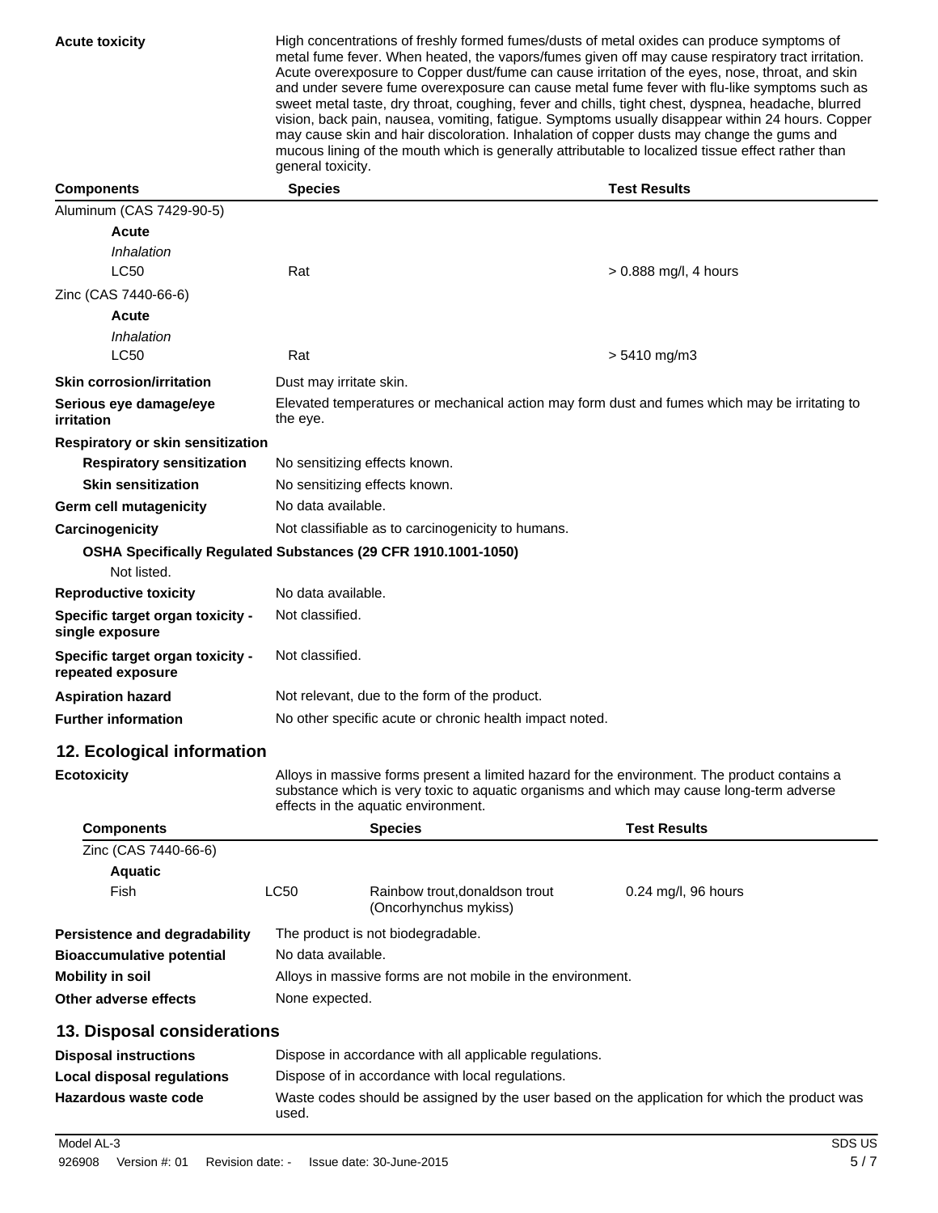**Acute toxicity**

High concentrations of freshly formed fumes/dusts of metal oxides can produce symptoms of metal fume fever. When heated, the vapors/fumes given off may cause respiratory tract irritation. Acute overexposure to Copper dust/fume can cause irritation of the eyes, nose, throat, and skin and under severe fume overexposure can cause metal fume fever with flu-like symptoms such as sweet metal taste, dry throat, coughing, fever and chills, tight chest, dyspnea, headache, blurred vision, back pain, nausea, vomiting, fatigue. Symptoms usually disappear within 24 hours. Copper may cause skin and hair discoloration. Inhalation of copper dusts may change the gums and mucous lining of the mouth which is generally attributable to localized tissue effect rather than general toxicity.

| Components | Species | Test Results |
| --- | --- | --- |
| Aluminum (CAS 7429-90-5) | | |
| **Acute** | | |
| *Inhalation* | | |
| LC50 | Rat | > 0.888 mg/l, 4 hours |
| Zinc (CAS 7440-66-6) | | |
| **Acute** | | |
| *Inhalation* | | |
| LC50 | Rat | > 5410 mg/m3 |

**Skin corrosion/irritation** Dust may irritate skin.

**Serious eye damage/eye irritation** Elevated temperatures or mechanical action may form dust and fumes which may be irritating to the eye.

**Respiratory or skin sensitization**

**Respiratory sensitization** No sensitizing effects known.

**Skin sensitization** No sensitizing effects known.

**Germ cell mutagenicity** No data available.

**Carcinogenicity** Not classifiable as to carcinogenicity to humans.

**OSHA Specifically Regulated Substances (29 CFR 1910.1001-1050)**

Not listed.

**Reproductive toxicity** No data available.

**Specific target organ toxicity - single exposure** Not classified.

**Specific target organ toxicity - repeated exposure** Not classified.

**Aspiration hazard** Not relevant, due to the form of the product.

**Further information** No other specific acute or chronic health impact noted.

## 12. Ecological information

**Ecotoxicity**

Alloys in massive forms present a limited hazard for the environment. The product contains a substance which is very toxic to aquatic organisms and which may cause long-term adverse effects in the aquatic environment.

| Components | | Species | Test Results |
| --- | --- | --- | --- |
| Zinc (CAS 7440-66-6) | | | |
| **Aquatic** | | | |
| Fish | LC50 | Rainbow trout,donaldson trout (Oncorhynchus mykiss) | 0.24 mg/l, 96 hours |

**Persistence and degradability** The product is not biodegradable.

**Bioaccumulative potential** No data available.

**Mobility in soil** Alloys in massive forms are not mobile in the environment.

**Other adverse effects** None expected.

## 13. Disposal considerations

**Disposal instructions** Dispose in accordance with all applicable regulations.

**Local disposal regulations** Dispose of in accordance with local regulations.

**Hazardous waste code** Waste codes should be assigned by the user based on the application for which the product was used.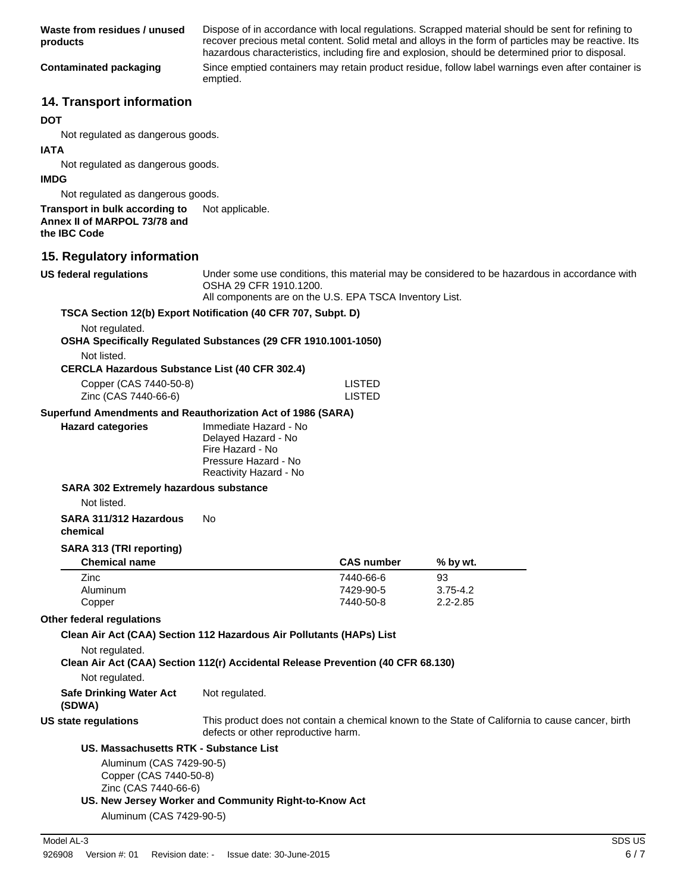**Waste from residues / unused products** — Dispose of in accordance with local regulations. Scrapped material should be sent for refining to recover precious metal content. Solid metal and alloys in the form of particles may be reactive. Its hazardous characteristics, including fire and explosion, should be determined prior to disposal.

**Contaminated packaging** — Since emptied containers may retain product residue, follow label warnings even after container is emptied.

## 14. Transport information

**DOT**

Not regulated as dangerous goods.

**IATA**

Not regulated as dangerous goods.

**IMDG**

Not regulated as dangerous goods.

**Transport in bulk according to Annex II of MARPOL 73/78 and the IBC Code** — Not applicable.

## 15. Regulatory information

**US federal regulations** — Under some use conditions, this material may be considered to be hazardous in accordance with OSHA 29 CFR 1910.1200.
All components are on the U.S. EPA TSCA Inventory List.

**TSCA Section 12(b) Export Notification (40 CFR 707, Subpt. D)**

Not regulated.

**OSHA Specifically Regulated Substances (29 CFR 1910.1001-1050)**

Not listed.

**CERCLA Hazardous Substance List (40 CFR 302.4)**

| | |
|---|---|
| Copper (CAS 7440-50-8) | LISTED |
| Zinc (CAS 7440-66-6) | LISTED |

**Superfund Amendments and Reauthorization Act of 1986 (SARA)**

**Hazard categories**

Immediate Hazard - No
Delayed Hazard - No
Fire Hazard - No
Pressure Hazard - No
Reactivity Hazard - No

**SARA 302 Extremely hazardous substance**

Not listed.

**SARA 311/312 Hazardous chemical** — No

**SARA 313 (TRI reporting)**

| Chemical name | CAS number | % by wt. |
|---|---|---|
| Zinc | 7440-66-6 | 93 |
| Aluminum | 7429-90-5 | 3.75-4.2 |
| Copper | 7440-50-8 | 2.2-2.85 |

**Other federal regulations**

**Clean Air Act (CAA) Section 112 Hazardous Air Pollutants (HAPs) List**

Not regulated.

**Clean Air Act (CAA) Section 112(r) Accidental Release Prevention (40 CFR 68.130)**

Not regulated.

**Safe Drinking Water Act (SDWA)** — Not regulated.

**US state regulations** — This product does not contain a chemical known to the State of California to cause cancer, birth defects or other reproductive harm.

**US. Massachusetts RTK - Substance List**

Aluminum (CAS 7429-90-5)
Copper (CAS 7440-50-8)
Zinc (CAS 7440-66-6)

**US. New Jersey Worker and Community Right-to-Know Act**

Aluminum (CAS 7429-90-5)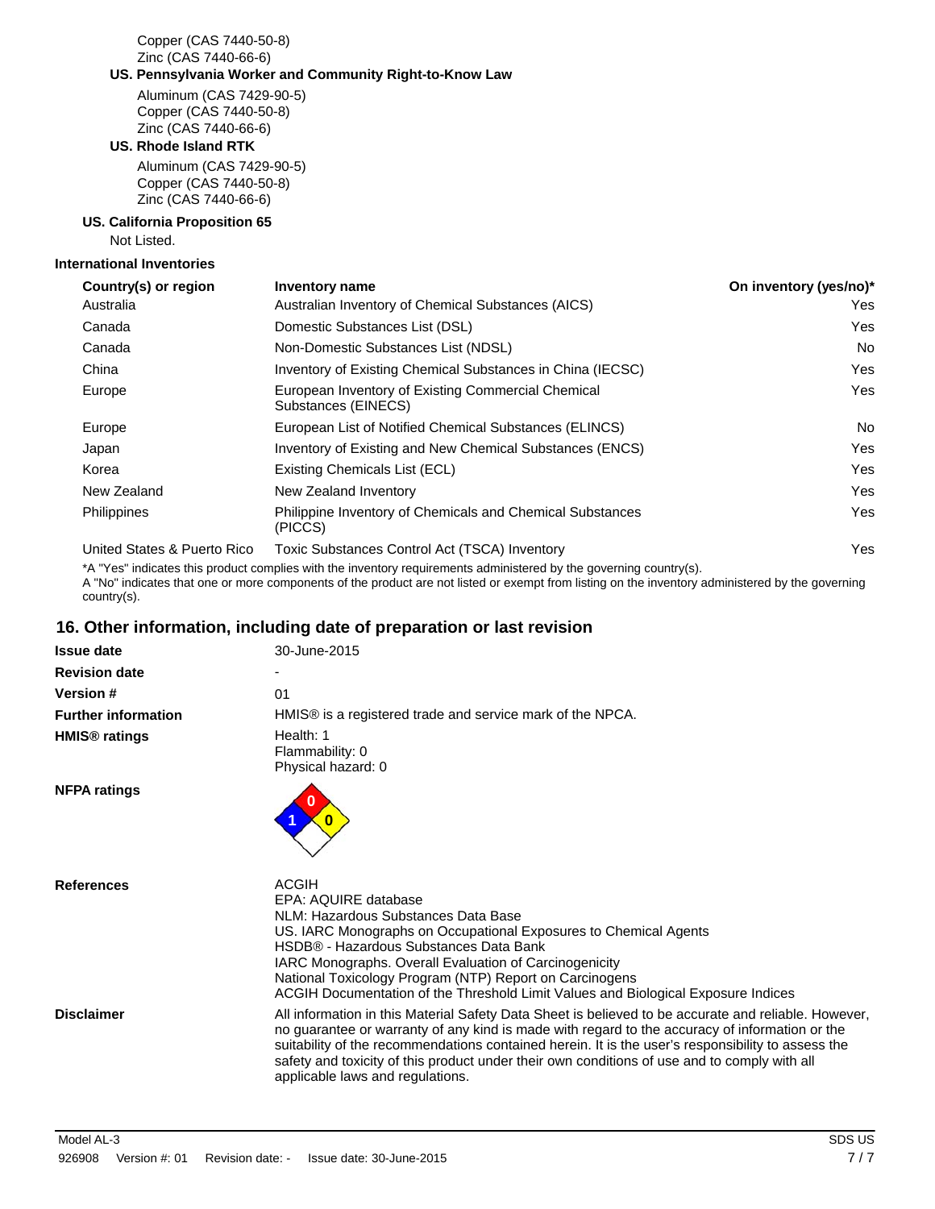Copper (CAS 7440-50-8)
Zinc (CAS 7440-66-6)

**US. Pennsylvania Worker and Community Right-to-Know Law**

Aluminum (CAS 7429-90-5)
Copper (CAS 7440-50-8)
Zinc (CAS 7440-66-6)

**US. Rhode Island RTK**

Aluminum (CAS 7429-90-5)
Copper (CAS 7440-50-8)
Zinc (CAS 7440-66-6)

**US. California Proposition 65**

Not Listed.

**International Inventories**

| Country(s) or region | Inventory name | On inventory (yes/no)* |
|---|---|---|
| Australia | Australian Inventory of Chemical Substances (AICS) | Yes |
| Canada | Domestic Substances List (DSL) | Yes |
| Canada | Non-Domestic Substances List (NDSL) | No |
| China | Inventory of Existing Chemical Substances in China (IECSC) | Yes |
| Europe | European Inventory of Existing Commercial Chemical Substances (EINECS) | Yes |
| Europe | European List of Notified Chemical Substances (ELINCS) | No |
| Japan | Inventory of Existing and New Chemical Substances (ENCS) | Yes |
| Korea | Existing Chemicals List (ECL) | Yes |
| New Zealand | New Zealand Inventory | Yes |
| Philippines | Philippine Inventory of Chemicals and Chemical Substances (PICCS) | Yes |
| United States & Puerto Rico | Toxic Substances Control Act (TSCA) Inventory | Yes |

*A "Yes" indicates this product complies with the inventory requirements administered by the governing country(s).
A "No" indicates that one or more components of the product are not listed or exempt from listing on the inventory administered by the governing country(s).

## 16. Other information, including date of preparation or last revision

**Issue date** 30-June-2015

**Revision date** -

**Version #** 01

**Further information** HMIS® is a registered trade and service mark of the NPCA.

**HMIS® ratings**
Health: 1
Flammability: 0
Physical hazard: 0

**NFPA ratings**
0
1
0

**References**
ACGIH
EPA: AQUIRE database
NLM: Hazardous Substances Data Base
US. IARC Monographs on Occupational Exposures to Chemical Agents
HSDB® - Hazardous Substances Data Bank
IARC Monographs. Overall Evaluation of Carcinogenicity
National Toxicology Program (NTP) Report on Carcinogens
ACGIH Documentation of the Threshold Limit Values and Biological Exposure Indices

**Disclaimer**
All information in this Material Safety Data Sheet is believed to be accurate and reliable. However, no guarantee or warranty of any kind is made with regard to the accuracy of information or the suitability of the recommendations contained herein. It is the user's responsibility to assess the safety and toxicity of this product under their own conditions of use and to comply with all applicable laws and regulations.